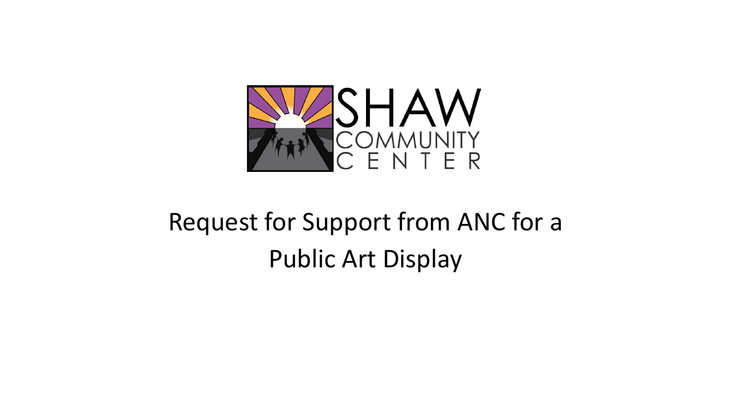SHAW COMMUNITY CENTER

# Request for Support from ANC for a Public Art Display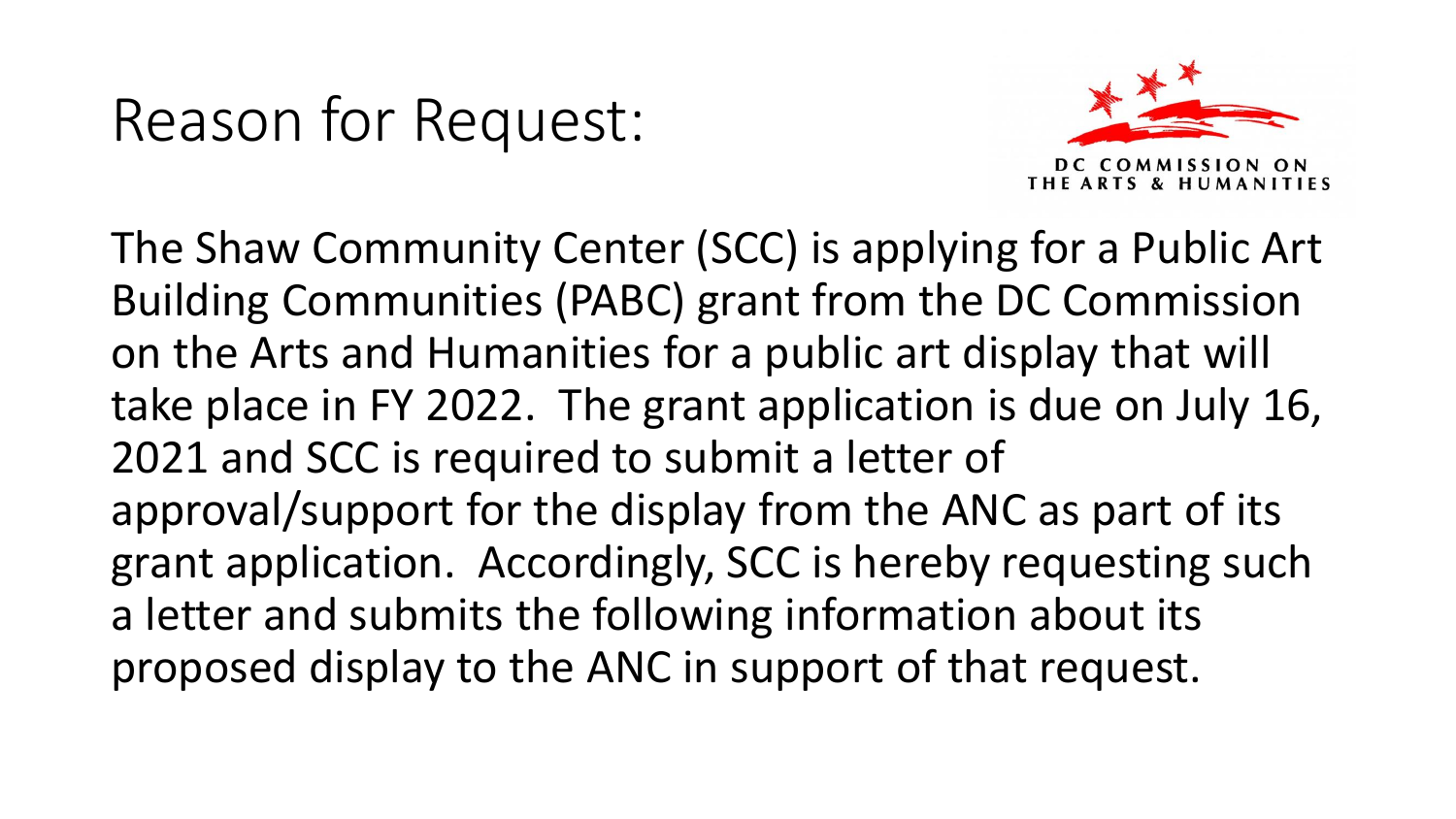# Reason for Request:

DC COMMISSION ON THE ARTS & HUMANITIES

The Shaw Community Center (SCC) is applying for a Public Art Building Communities (PABC) grant from the DC Commission on the Arts and Humanities for a public art display that will take place in FY 2022. The grant application is due on July 16, 2021 and SCC is required to submit a letter of approval/support for the display from the ANC as part of its grant application. Accordingly, SCC is hereby requesting such a letter and submits the following information about its proposed display to the ANC in support of that request.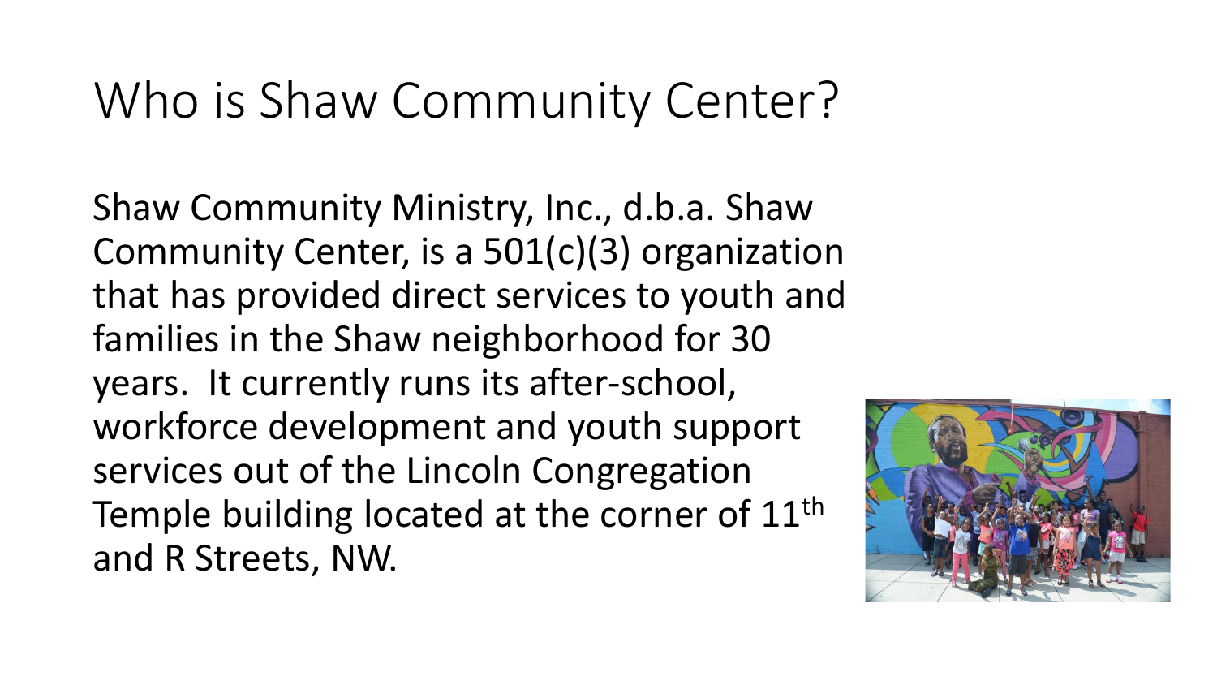# Who is Shaw Community Center?

Shaw Community Ministry, Inc., d.b.a. Shaw Community Center, is a 501(c)(3) organization that has provided direct services to youth and families in the Shaw neighborhood for 30 years. It currently runs its after-school, workforce development and youth support services out of the Lincoln Congregation Temple building located at the corner of 11th and R Streets, NW.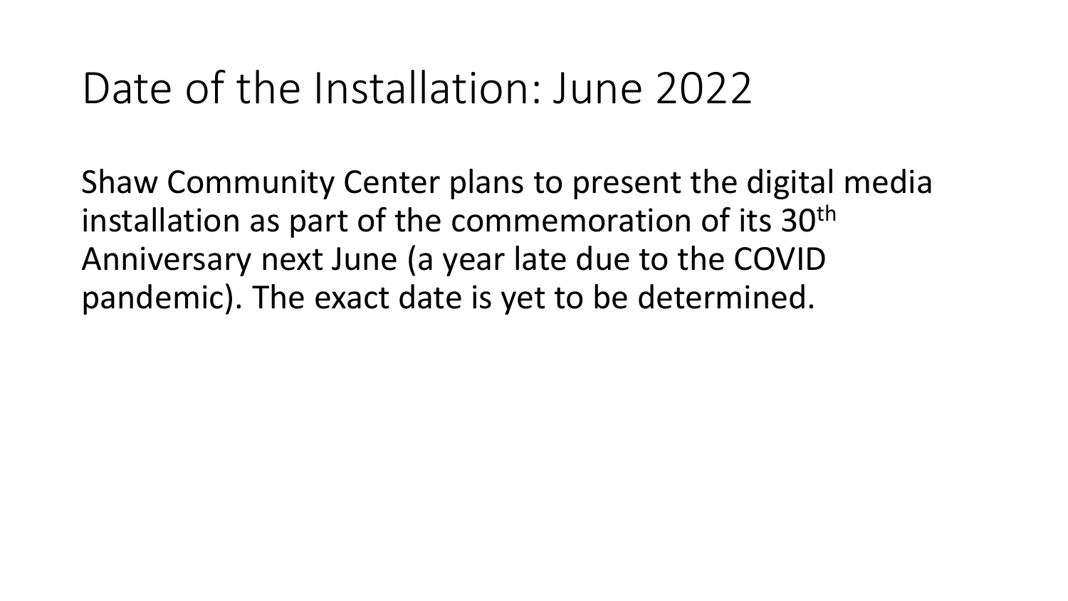# Date of the Installation: June 2022

Shaw Community Center plans to present the digital media installation as part of the commemoration of its 30th Anniversary next June (a year late due to the COVID pandemic). The exact date is yet to be determined.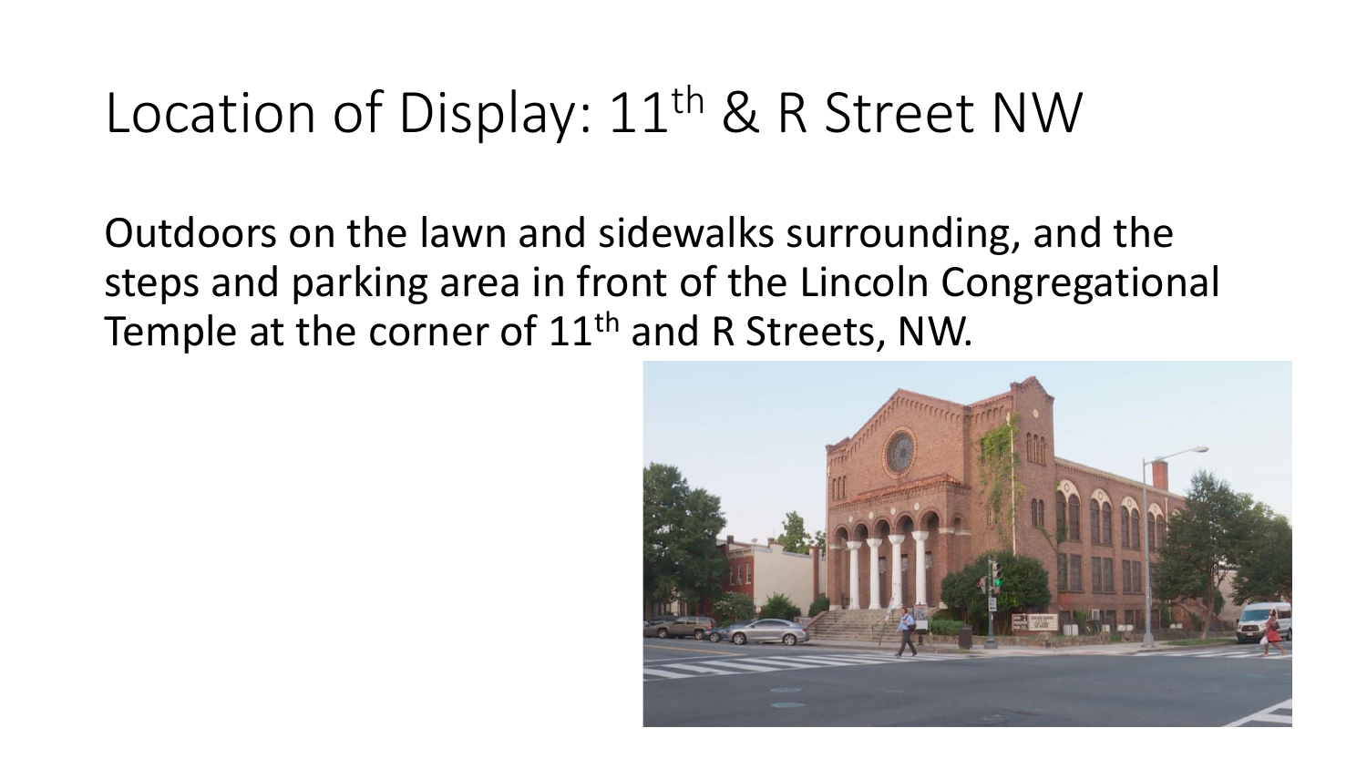# Location of Display: 11th & R Street NW

Outdoors on the lawn and sidewalks surrounding, and the steps and parking area in front of the Lincoln Congregational Temple at the corner of 11th and R Streets, NW.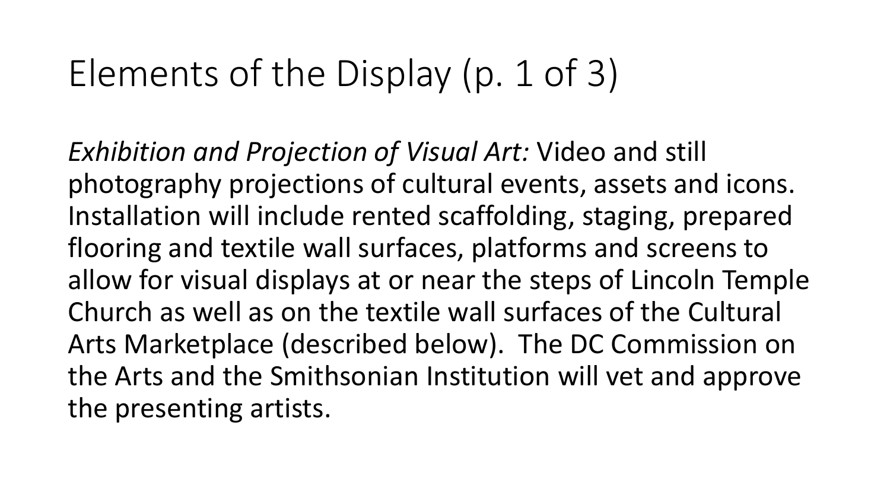# Elements of the Display (p. 1 of 3)

*Exhibition and Projection of Visual Art:* Video and still photography projections of cultural events, assets and icons. Installation will include rented scaffolding, staging, prepared flooring and textile wall surfaces, platforms and screens to allow for visual displays at or near the steps of Lincoln Temple Church as well as on the textile wall surfaces of the Cultural Arts Marketplace (described below). The DC Commission on the Arts and the Smithsonian Institution will vet and approve the presenting artists.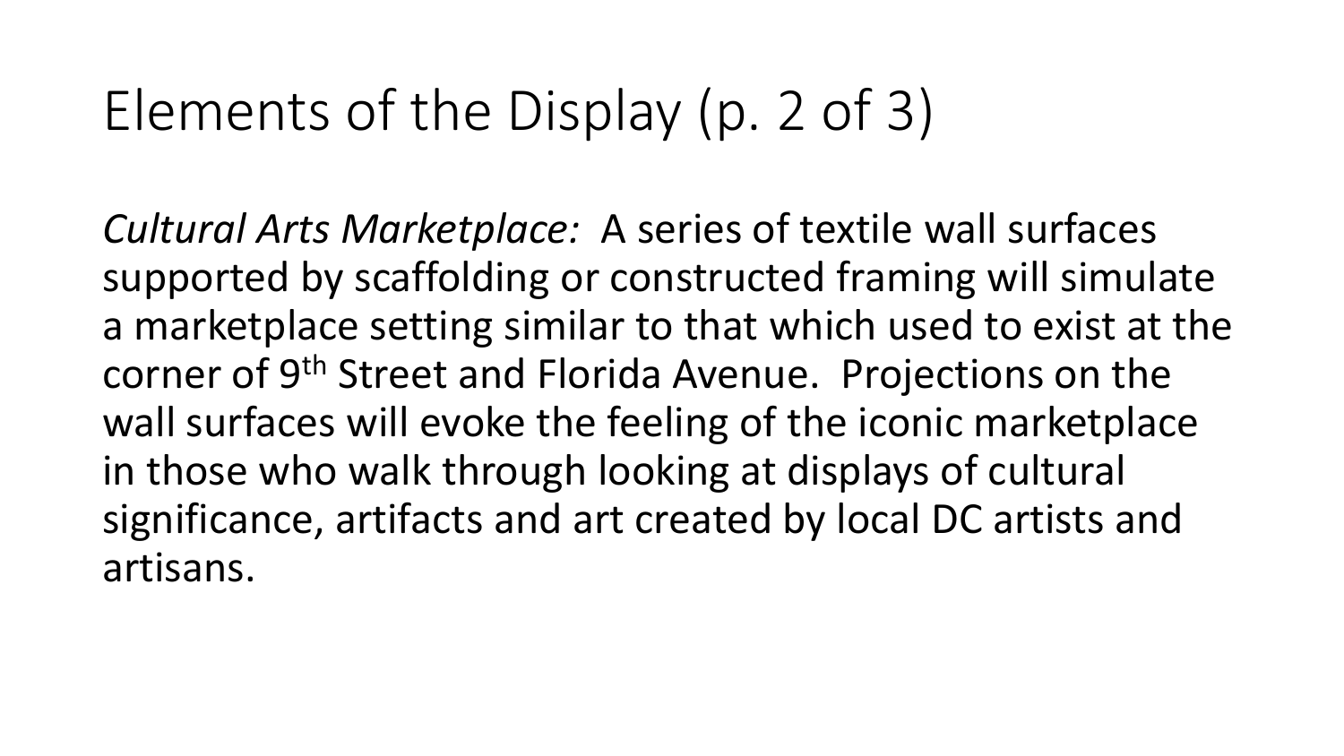# Elements of the Display (p. 2 of 3)

*Cultural Arts Marketplace:* A series of textile wall surfaces supported by scaffolding or constructed framing will simulate a marketplace setting similar to that which used to exist at the corner of 9th Street and Florida Avenue. Projections on the wall surfaces will evoke the feeling of the iconic marketplace in those who walk through looking at displays of cultural significance, artifacts and art created by local DC artists and artisans.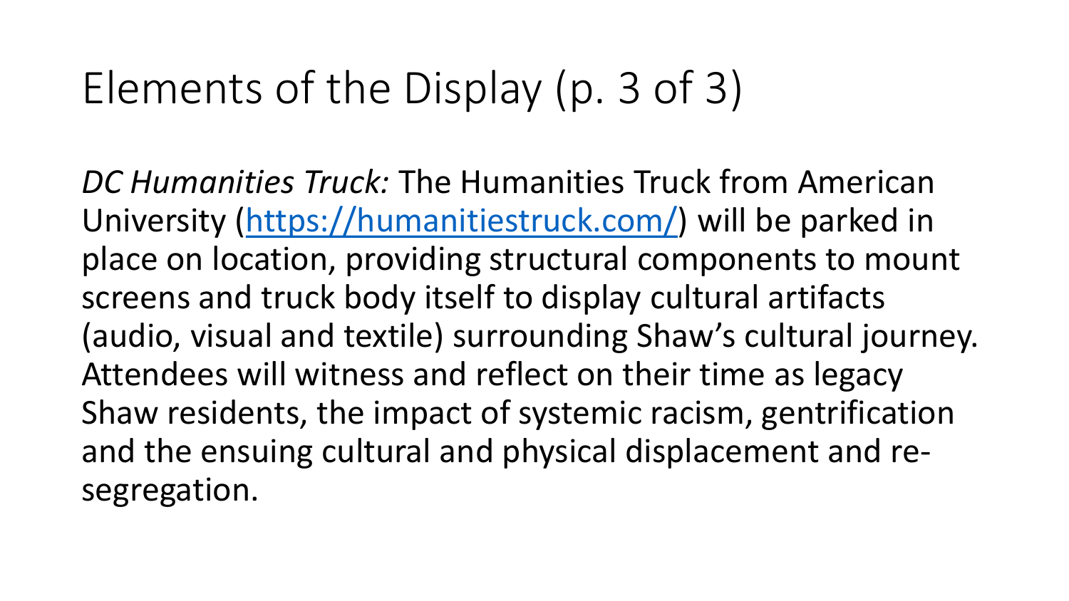# Elements of the Display (p. 3 of 3)

*DC Humanities Truck:* The Humanities Truck from American University ([https://humanitiestruck.com/](https://humanitiestruck.com/)) will be parked in place on location, providing structural components to mount screens and truck body itself to display cultural artifacts (audio, visual and textile) surrounding Shaw's cultural journey. Attendees will witness and reflect on their time as legacy Shaw residents, the impact of systemic racism, gentrification and the ensuing cultural and physical displacement and re-segregation.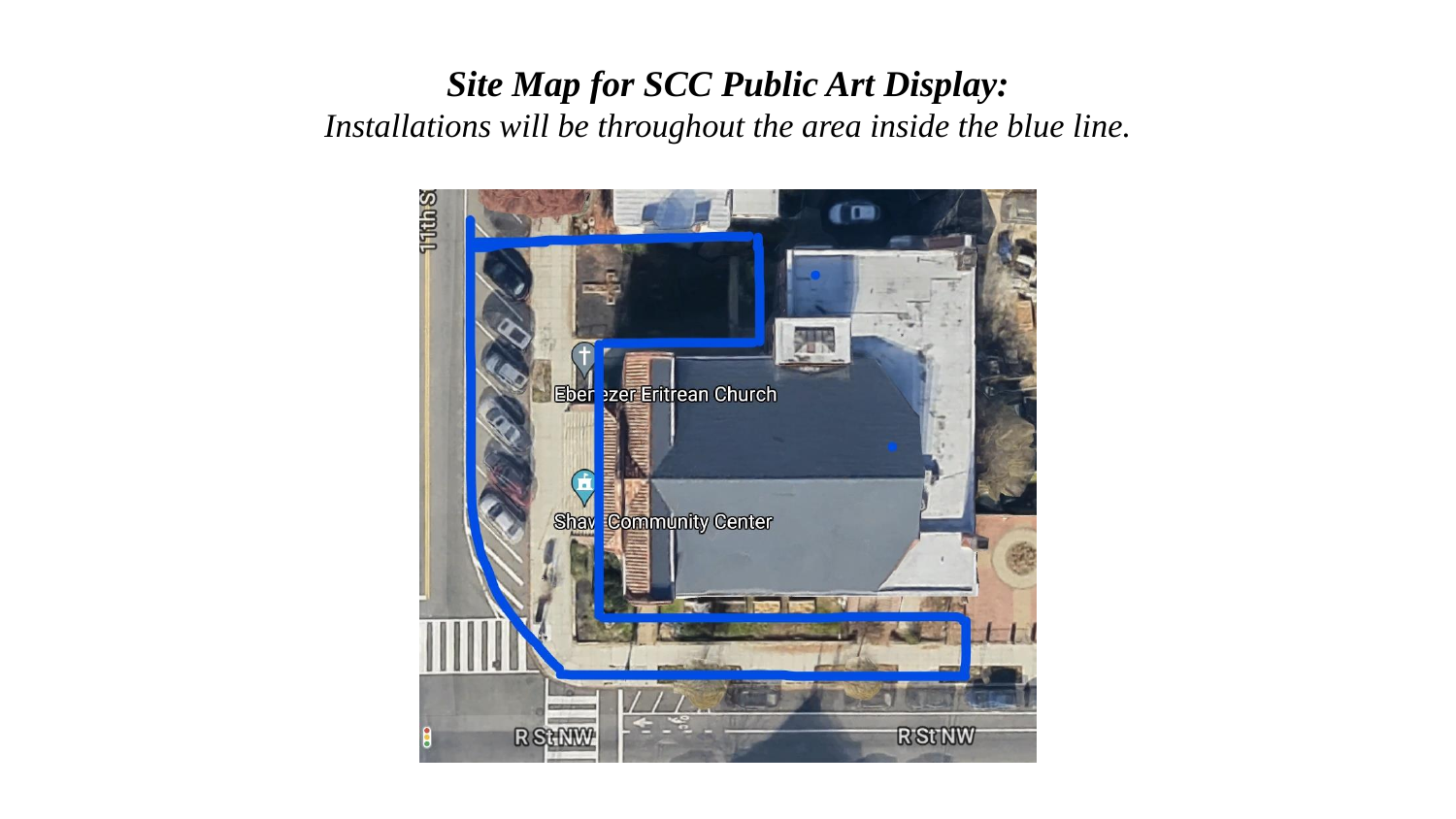***Site Map for SCC Public Art Display:***

*Installations will be throughout the area inside the blue line.*